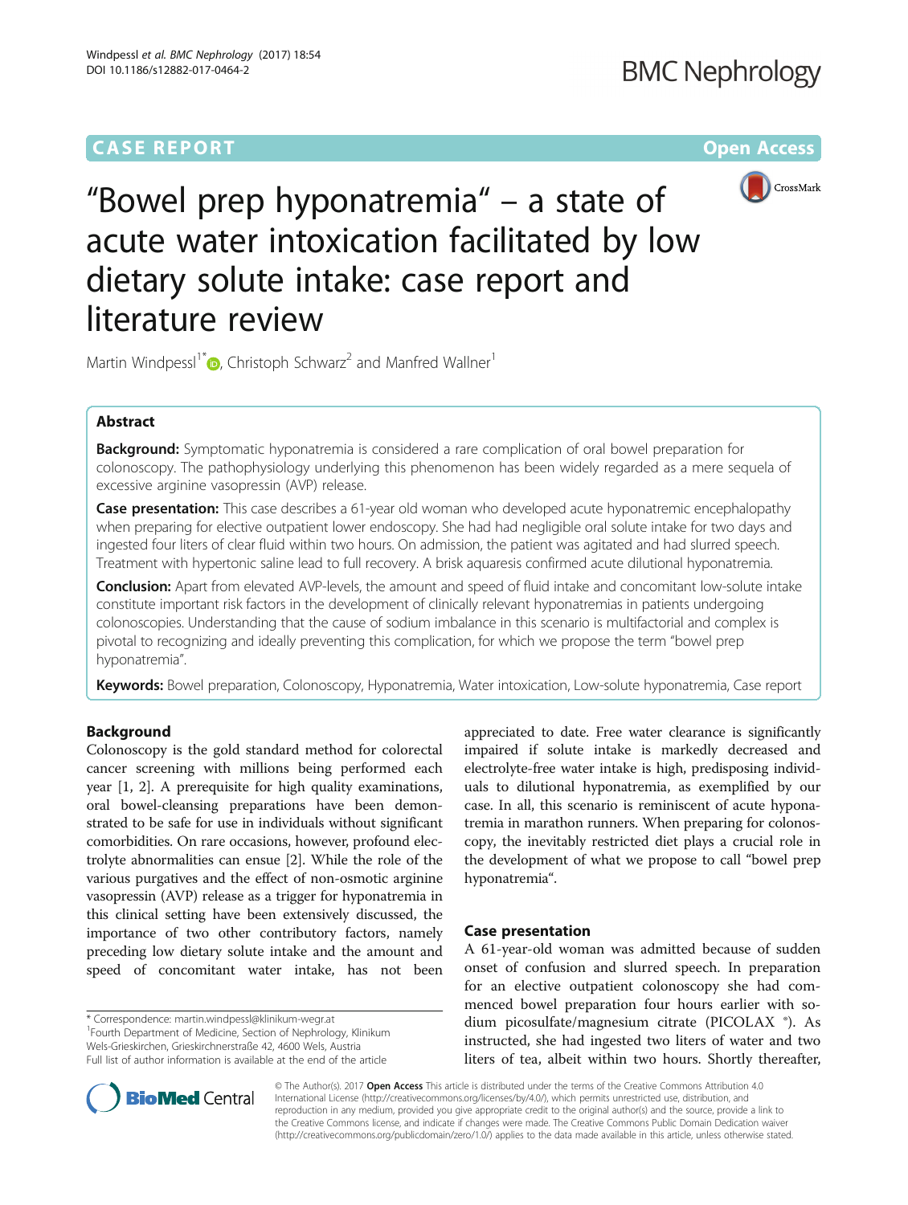CASE REPORT

Open Access

# "Bowel prep hyponatremia" – a state of acute water intoxication facilitated by low dietary solute intake: case report and literature review

Martin Windpessl[1*], Christoph Schwarz[2] and Manfred Wallner[1]

## Abstract

**Background:** Symptomatic hyponatremia is considered a rare complication of oral bowel preparation for colonoscopy. The pathophysiology underlying this phenomenon has been widely regarded as a mere sequela of excessive arginine vasopressin (AVP) release.

**Case presentation:** This case describes a 61-year old woman who developed acute hyponatremic encephalopathy when preparing for elective outpatient lower endoscopy. She had had negligible oral solute intake for two days and ingested four liters of clear fluid within two hours. On admission, the patient was agitated and had slurred speech. Treatment with hypertonic saline lead to full recovery. A brisk aquaresis confirmed acute dilutional hyponatremia.

**Conclusion:** Apart from elevated AVP-levels, the amount and speed of fluid intake and concomitant low-solute intake constitute important risk factors in the development of clinically relevant hyponatremias in patients undergoing colonoscopies. Understanding that the cause of sodium imbalance in this scenario is multifactorial and complex is pivotal to recognizing and ideally preventing this complication, for which we propose the term "bowel prep hyponatremia".

**Keywords:** Bowel preparation, Colonoscopy, Hyponatremia, Water intoxication, Low-solute hyponatremia, Case report

## Background

Colonoscopy is the gold standard method for colorectal cancer screening with millions being performed each year [1, 2]. A prerequisite for high quality examinations, oral bowel-cleansing preparations have been demonstrated to be safe for use in individuals without significant comorbidities. On rare occasions, however, profound electrolyte abnormalities can ensue [2]. While the role of the various purgatives and the effect of non-osmotic arginine vasopressin (AVP) release as a trigger for hyponatremia in this clinical setting have been extensively discussed, the importance of two other contributory factors, namely preceding low dietary solute intake and the amount and speed of concomitant water intake, has not been appreciated to date. Free water clearance is significantly impaired if solute intake is markedly decreased and electrolyte-free water intake is high, predisposing individuals to dilutional hyponatremia, as exemplified by our case. In all, this scenario is reminiscent of acute hyponatremia in marathon runners. When preparing for colonoscopy, the inevitably restricted diet plays a crucial role in the development of what we propose to call "bowel prep hyponatremia".

## Case presentation

A 61-year-old woman was admitted because of sudden onset of confusion and slurred speech. In preparation for an elective outpatient colonoscopy she had commenced bowel preparation four hours earlier with sodium picosulfate/magnesium citrate (PICOLAX ®). As instructed, she had ingested two liters of water and two liters of tea, albeit within two hours. Shortly thereafter,

\* Correspondence: martin.windpessl@klinikum-wegr.at

[1]Fourth Department of Medicine, Section of Nephrology, Klinikum Wels-Grieskirchen, Grieskirchnerstraße 42, 4600 Wels, Austria

Full list of author information is available at the end of the article

© The Author(s). 2017 **Open Access** This article is distributed under the terms of the Creative Commons Attribution 4.0 International License (http://creativecommons.org/licenses/by/4.0/), which permits unrestricted use, distribution, and reproduction in any medium, provided you give appropriate credit to the original author(s) and the source, provide a link to the Creative Commons license, and indicate if changes were made. The Creative Commons Public Domain Dedication waiver (http://creativecommons.org/publicdomain/zero/1.0/) applies to the data made available in this article, unless otherwise stated.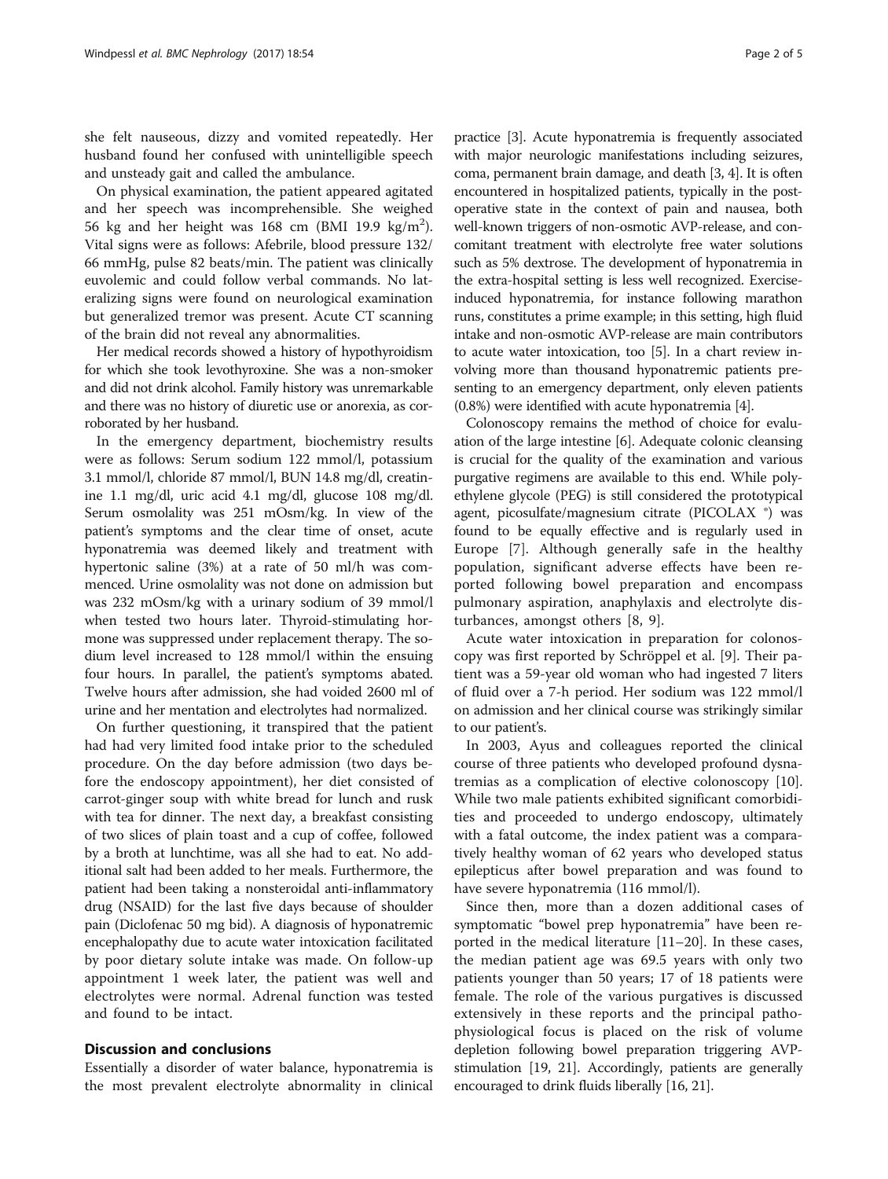she felt nauseous, dizzy and vomited repeatedly. Her husband found her confused with unintelligible speech and unsteady gait and called the ambulance.

On physical examination, the patient appeared agitated and her speech was incomprehensible. She weighed 56 kg and her height was 168 cm (BMI 19.9 kg/m$^2$). Vital signs were as follows: Afebrile, blood pressure 132/66 mmHg, pulse 82 beats/min. The patient was clinically euvolemic and could follow verbal commands. No lateralizing signs were found on neurological examination but generalized tremor was present. Acute CT scanning of the brain did not reveal any abnormalities.

Her medical records showed a history of hypothyroidism for which she took levothyroxine. She was a non-smoker and did not drink alcohol. Family history was unremarkable and there was no history of diuretic use or anorexia, as corroborated by her husband.

In the emergency department, biochemistry results were as follows: Serum sodium 122 mmol/l, potassium 3.1 mmol/l, chloride 87 mmol/l, BUN 14.8 mg/dl, creatinine 1.1 mg/dl, uric acid 4.1 mg/dl, glucose 108 mg/dl. Serum osmolality was 251 mOsm/kg. In view of the patient's symptoms and the clear time of onset, acute hyponatremia was deemed likely and treatment with hypertonic saline (3%) at a rate of 50 ml/h was commenced. Urine osmolality was not done on admission but was 232 mOsm/kg with a urinary sodium of 39 mmol/l when tested two hours later. Thyroid-stimulating hormone was suppressed under replacement therapy. The sodium level increased to 128 mmol/l within the ensuing four hours. In parallel, the patient's symptoms abated. Twelve hours after admission, she had voided 2600 ml of urine and her mentation and electrolytes had normalized.

On further questioning, it transpired that the patient had had very limited food intake prior to the scheduled procedure. On the day before admission (two days before the endoscopy appointment), her diet consisted of carrot-ginger soup with white bread for lunch and rusk with tea for dinner. The next day, a breakfast consisting of two slices of plain toast and a cup of coffee, followed by a broth at lunchtime, was all she had to eat. No additional salt had been added to her meals. Furthermore, the patient had been taking a nonsteroidal anti-inflammatory drug (NSAID) for the last five days because of shoulder pain (Diclofenac 50 mg bid). A diagnosis of hyponatremic encephalopathy due to acute water intoxication facilitated by poor dietary solute intake was made. On follow-up appointment 1 week later, the patient was well and electrolytes were normal. Adrenal function was tested and found to be intact.

## Discussion and conclusions

Essentially a disorder of water balance, hyponatremia is the most prevalent electrolyte abnormality in clinical practice [3]. Acute hyponatremia is frequently associated with major neurologic manifestations including seizures, coma, permanent brain damage, and death [3, 4]. It is often encountered in hospitalized patients, typically in the post-operative state in the context of pain and nausea, both well-known triggers of non-osmotic AVP-release, and concomitant treatment with electrolyte free water solutions such as 5% dextrose. The development of hyponatremia in the extra-hospital setting is less well recognized. Exercise-induced hyponatremia, for instance following marathon runs, constitutes a prime example; in this setting, high fluid intake and non-osmotic AVP-release are main contributors to acute water intoxication, too [5]. In a chart review involving more than thousand hyponatremic patients presenting to an emergency department, only eleven patients (0.8%) were identified with acute hyponatremia [4].

Colonoscopy remains the method of choice for evaluation of the large intestine [6]. Adequate colonic cleansing is crucial for the quality of the examination and various purgative regimens are available to this end. While polyethylene glycol (PEG) is still considered the prototypical agent, picosulfate/magnesium citrate (PICOLAX ®) was found to be equally effective and is regularly used in Europe [7]. Although generally safe in the healthy population, significant adverse effects have been reported following bowel preparation and encompass pulmonary aspiration, anaphylaxis and electrolyte disturbances, amongst others [8, 9].

Acute water intoxication in preparation for colonoscopy was first reported by Schröppel et al. [9]. Their patient was a 59-year old woman who had ingested 7 liters of fluid over a 7-h period. Her sodium was 122 mmol/l on admission and her clinical course was strikingly similar to our patient's.

In 2003, Ayus and colleagues reported the clinical course of three patients who developed profound dysnatremias as a complication of elective colonoscopy [10]. While two male patients exhibited significant comorbidities and proceeded to undergo endoscopy, ultimately with a fatal outcome, the index patient was a comparatively healthy woman of 62 years who developed status epilepticus after bowel preparation and was found to have severe hyponatremia (116 mmol/l).

Since then, more than a dozen additional cases of symptomatic "bowel prep hyponatremia" have been reported in the medical literature [11–20]. In these cases, the median patient age was 69.5 years with only two patients younger than 50 years; 17 of 18 patients were female. The role of the various purgatives is discussed extensively in these reports and the principal pathophysiological focus is placed on the risk of volume depletion following bowel preparation triggering AVP-stimulation [19, 21]. Accordingly, patients are generally encouraged to drink fluids liberally [16, 21].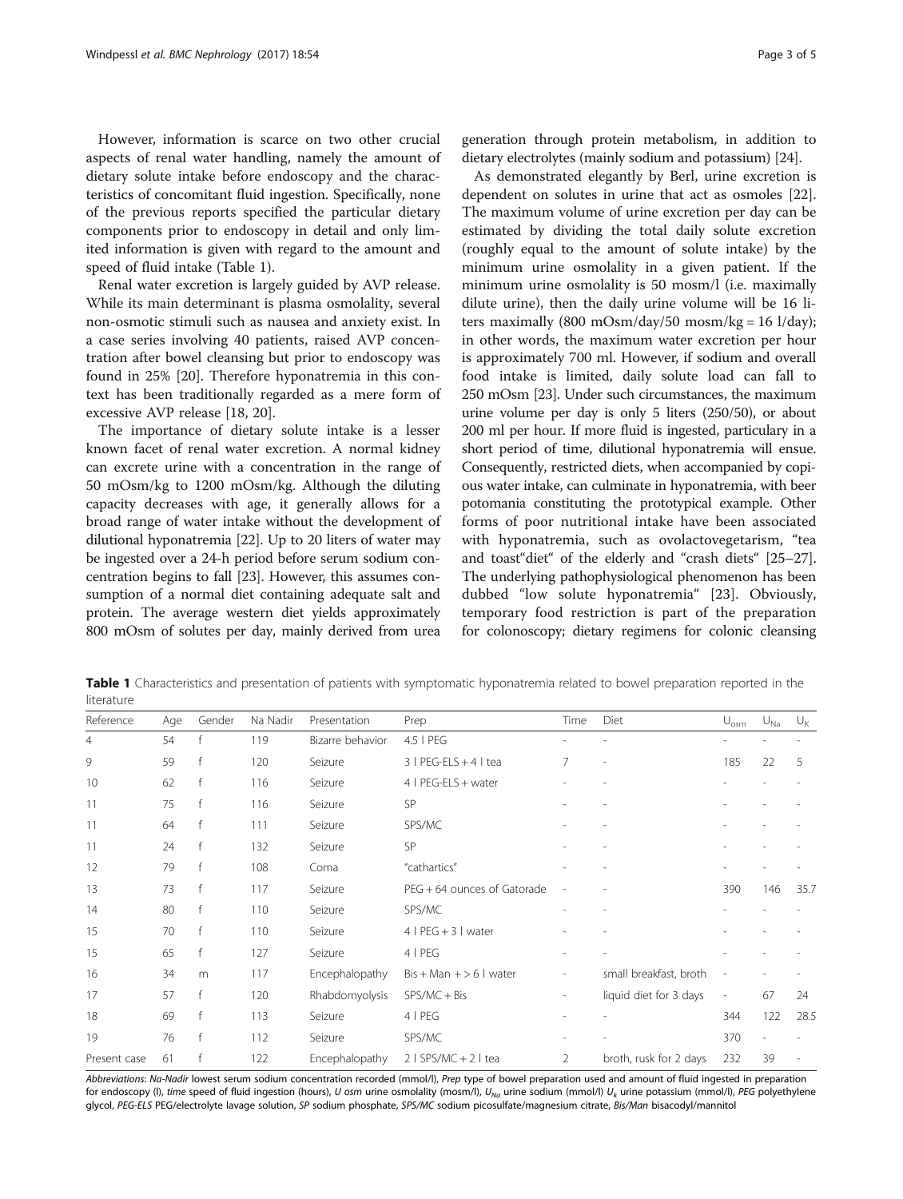However, information is scarce on two other crucial aspects of renal water handling, namely the amount of dietary solute intake before endoscopy and the characteristics of concomitant fluid ingestion. Specifically, none of the previous reports specified the particular dietary components prior to endoscopy in detail and only limited information is given with regard to the amount and speed of fluid intake (Table 1).

Renal water excretion is largely guided by AVP release. While its main determinant is plasma osmolality, several non-osmotic stimuli such as nausea and anxiety exist. In a case series involving 40 patients, raised AVP concentration after bowel cleansing but prior to endoscopy was found in 25% [20]. Therefore hyponatremia in this context has been traditionally regarded as a mere form of excessive AVP release [18, 20].

The importance of dietary solute intake is a lesser known facet of renal water excretion. A normal kidney can excrete urine with a concentration in the range of 50 mOsm/kg to 1200 mOsm/kg. Although the diluting capacity decreases with age, it generally allows for a broad range of water intake without the development of dilutional hyponatremia [22]. Up to 20 liters of water may be ingested over a 24-h period before serum sodium concentration begins to fall [23]. However, this assumes consumption of a normal diet containing adequate salt and protein. The average western diet yields approximately 800 mOsm of solutes per day, mainly derived from urea generation through protein metabolism, in addition to dietary electrolytes (mainly sodium and potassium) [24].

As demonstrated elegantly by Berl, urine excretion is dependent on solutes in urine that act as osmoles [22]. The maximum volume of urine excretion per day can be estimated by dividing the total daily solute excretion (roughly equal to the amount of solute intake) by the minimum urine osmolality in a given patient. If the minimum urine osmolality is 50 mosm/l (i.e. maximally dilute urine), then the daily urine volume will be 16 liters maximally (800 mOsm/day/50 mosm/kg = 16 l/day); in other words, the maximum water excretion per hour is approximately 700 ml. However, if sodium and overall food intake is limited, daily solute load can fall to 250 mOsm [23]. Under such circumstances, the maximum urine volume per day is only 5 liters (250/50), or about 200 ml per hour. If more fluid is ingested, particularly in a short period of time, dilutional hyponatremia will ensue. Consequently, restricted diets, when accompanied by copious water intake, can culminate in hyponatremia, with beer potomania constituting the prototypical example. Other forms of poor nutritional intake have been associated with hyponatremia, such as ovolactovegetarism, "tea and toast"diet" of the elderly and "crash diets" [25–27]. The underlying pathophysiological phenomenon has been dubbed "low solute hyponatremia" [23]. Obviously, temporary food restriction is part of the preparation for colonoscopy; dietary regimens for colonic cleansing

**Table 1** Characteristics and presentation of patients with symptomatic hyponatremia related to bowel preparation reported in the literature

| Reference | Age | Gender | Na Nadir | Presentation | Prep | Time | Diet | $U_{osm}$ | $U_{Na}$ | $U_K$ |
|---|---|---|---|---|---|---|---|---|---|---|
| 4 | 54 | f | 119 | Bizarre behavior | 4.5 l PEG | - | - | - | - | - |
| 9 | 59 | f | 120 | Seizure | 3 l PEG-ELS + 4 l tea | 7 | - | 185 | 22 | 5 |
| 10 | 62 | f | 116 | Seizure | 4 l PEG-ELS + water | - | - | - | - | - |
| 11 | 75 | f | 116 | Seizure | SP | - | - | - | - | - |
| 11 | 64 | f | 111 | Seizure | SPS/MC | - | - | - | - | - |
| 11 | 24 | f | 132 | Seizure | SP | - | - | - | - | - |
| 12 | 79 | f | 108 | Coma | "cathartics" | - | - | - | - | - |
| 13 | 73 | f | 117 | Seizure | PEG + 64 ounces of Gatorade | - | - | 390 | 146 | 35.7 |
| 14 | 80 | f | 110 | Seizure | SPS/MC | - | - | - | - | - |
| 15 | 70 | f | 110 | Seizure | 4 l PEG + 3 l water | - | - | - | - | - |
| 15 | 65 | f | 127 | Seizure | 4 l PEG | - | - | - | - | - |
| 16 | 34 | m | 117 | Encephalopathy | Bis + Man + > 6 l water | - | small breakfast, broth | - | - | - |
| 17 | 57 | f | 120 | Rhabdomyolysis | SPS/MC + Bis | - | liquid diet for 3 days | - | 67 | 24 |
| 18 | 69 | f | 113 | Seizure | 4 l PEG | - | - | 344 | 122 | 28.5 |
| 19 | 76 | f | 112 | Seizure | SPS/MC | - | - | 370 | - | - |
| Present case | 61 | f | 122 | Encephalopathy | 2 l SPS/MC + 2 l tea | 2 | broth, rusk for 2 days | 232 | 39 | - |

*Abbreviations*: *Na-Nadir* lowest serum sodium concentration recorded (mmol/l), *Prep* type of bowel preparation used and amount of fluid ingested in preparation for endoscopy (l), *time* speed of fluid ingestion (hours), *U osm* urine osmolality (mosm/l), $U_{Na}$ urine sodium (mmol/l) $U_k$ urine potassium (mmol/l), *PEG* polyethylene glycol, *PEG-ELS* PEG/electrolyte lavage solution, *SP* sodium phosphate, *SPS/MC* sodium picosulfate/magnesium citrate, *Bis/Man* bisacodyl/mannitol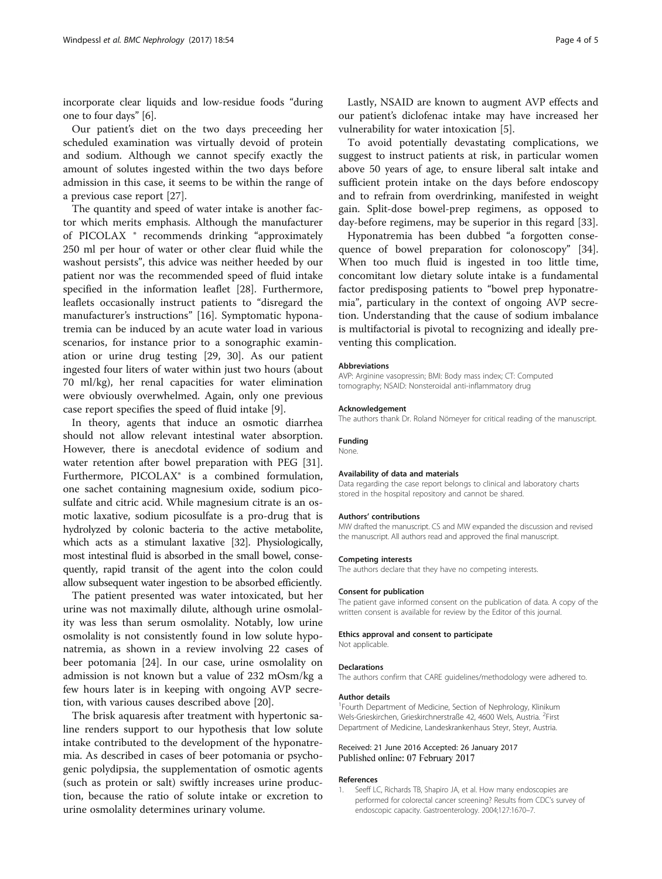incorporate clear liquids and low-residue foods "during one to four days" [6].

Our patient's diet on the two days preceeding her scheduled examination was virtually devoid of protein and sodium. Although we cannot specify exactly the amount of solutes ingested within the two days before admission in this case, it seems to be within the range of a previous case report [27].

The quantity and speed of water intake is another factor which merits emphasis. Although the manufacturer of PICOLAX ® recommends drinking "approximately 250 ml per hour of water or other clear fluid while the washout persists", this advice was neither heeded by our patient nor was the recommended speed of fluid intake specified in the information leaflet [28]. Furthermore, leaflets occasionally instruct patients to "disregard the manufacturer's instructions" [16]. Symptomatic hyponatremia can be induced by an acute water load in various scenarios, for instance prior to a sonographic examination or urine drug testing [29, 30]. As our patient ingested four liters of water within just two hours (about 70 ml/kg), her renal capacities for water elimination were obviously overwhelmed. Again, only one previous case report specifies the speed of fluid intake [9].

In theory, agents that induce an osmotic diarrhea should not allow relevant intestinal water absorption. However, there is anecdotal evidence of sodium and water retention after bowel preparation with PEG [31]. Furthermore, PICOLAX® is a combined formulation, one sachet containing magnesium oxide, sodium picosulfate and citric acid. While magnesium citrate is an osmotic laxative, sodium picosulfate is a pro-drug that is hydrolyzed by colonic bacteria to the active metabolite, which acts as a stimulant laxative [32]. Physiologically, most intestinal fluid is absorbed in the small bowel, consequently, rapid transit of the agent into the colon could allow subsequent water ingestion to be absorbed efficiently.

The patient presented was water intoxicated, but her urine was not maximally dilute, although urine osmolality was less than serum osmolality. Notably, low urine osmolality is not consistently found in low solute hyponatremia, as shown in a review involving 22 cases of beer potomania [24]. In our case, urine osmolality on admission is not known but a value of 232 mOsm/kg a few hours later is in keeping with ongoing AVP secretion, with various causes described above [20].

The brisk aquaresis after treatment with hypertonic saline renders support to our hypothesis that low solute intake contributed to the development of the hyponatremia. As described in cases of beer potomania or psychogenic polydipsia, the supplementation of osmotic agents (such as protein or salt) swiftly increases urine production, because the ratio of solute intake or excretion to urine osmolality determines urinary volume.

Lastly, NSAID are known to augment AVP effects and our patient's diclofenac intake may have increased her vulnerability for water intoxication [5].

To avoid potentially devastating complications, we suggest to instruct patients at risk, in particular women above 50 years of age, to ensure liberal salt intake and sufficient protein intake on the days before endoscopy and to refrain from overdrinking, manifested in weight gain. Split-dose bowel-prep regimens, as opposed to day-before regimens, may be superior in this regard [33].

Hyponatremia has been dubbed "a forgotten consequence of bowel preparation for colonoscopy" [34]. When too much fluid is ingested in too little time, concomitant low dietary solute intake is a fundamental factor predisposing patients to "bowel prep hyponatremia", particulary in the context of ongoing AVP secretion. Understanding that the cause of sodium imbalance is multifactorial is pivotal to recognizing and ideally preventing this complication.

#### Abbreviations

AVP: Arginine vasopressin; BMI: Body mass index; CT: Computed tomography; NSAID: Nonsteroidal anti-inflammatory drug

#### Acknowledgement

The authors thank Dr. Roland Nömeyer for critical reading of the manuscript.

#### Funding

None.

#### Availability of data and materials

Data regarding the case report belongs to clinical and laboratory charts stored in the hospital repository and cannot be shared.

#### Authors' contributions

MW drafted the manuscript. CS and MW expanded the discussion and revised the manuscript. All authors read and approved the final manuscript.

#### Competing interests

The authors declare that they have no competing interests.

#### Consent for publication

The patient gave informed consent on the publication of data. A copy of the written consent is available for review by the Editor of this journal.

#### Ethics approval and consent to participate

Not applicable.

#### Declarations

The authors confirm that CARE guidelines/methodology were adhered to.

#### Author details

[1]Fourth Department of Medicine, Section of Nephrology, Klinikum Wels-Grieskirchen, Grieskirchnerstraße 42, 4600 Wels, Austria. [2]First Department of Medicine, Landeskrankenhaus Steyr, Steyr, Austria.

Received: 21 June 2016 Accepted: 26 January 2017
Published online: 07 February 2017

#### References

1. Seeff LC, Richards TB, Shapiro JA, et al. How many endoscopies are performed for colorectal cancer screening? Results from CDC's survey of endoscopic capacity. Gastroenterology. 2004;127:1670–7.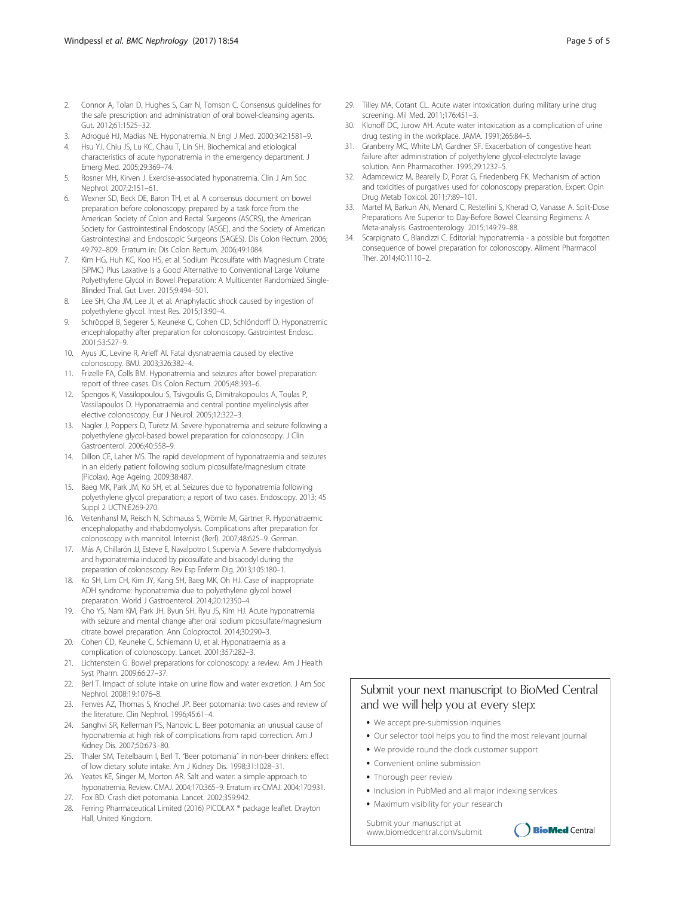2. Connor A, Tolan D, Hughes S, Carr N, Tomson C. Consensus guidelines for the safe prescription and administration of oral bowel-cleansing agents. Gut. 2012;61:1525–32.
3. Adrogué HJ, Madias NE. Hyponatremia. N Engl J Med. 2000;342:1581–9.
4. Hsu YJ, Chiu JS, Lu KC, Chau T, Lin SH. Biochemical and etiological characteristics of acute hyponatremia in the emergency department. J Emerg Med. 2005;29:369–74.
5. Rosner MH, Kirven J. Exercise-associated hyponatremia. Clin J Am Soc Nephrol. 2007;2:151–61.
6. Wexner SD, Beck DE, Baron TH, et al. A consensus document on bowel preparation before colonoscopy: prepared by a task force from the American Society of Colon and Rectal Surgeons (ASCRS), the American Society for Gastrointestinal Endoscopy (ASGE), and the Society of American Gastrointestinal and Endoscopic Surgeons (SAGES). Dis Colon Rectum. 2006; 49:792–809. Erratum in: Dis Colon Rectum. 2006;49:1084.
7. Kim HG, Huh KC, Koo HS, et al. Sodium Picosulfate with Magnesium Citrate (SPMC) Plus Laxative Is a Good Alternative to Conventional Large Volume Polyethylene Glycol in Bowel Preparation: A Multicenter Randomized Single-Blinded Trial. Gut Liver. 2015;9:494–501.
8. Lee SH, Cha JM, Lee JI, et al. Anaphylactic shock caused by ingestion of polyethylene glycol. Intest Res. 2015;13:90–4.
9. Schröppel B, Segerer S, Keuneke C, Cohen CD, Schlöndorff D. Hyponatremic encephalopathy after preparation for colonoscopy. Gastrointest Endosc. 2001;53:527–9.
10. Ayus JC, Levine R, Arieff AI. Fatal dysnatraemia caused by elective colonoscopy. BMJ. 2003;326:382–4.
11. Frizelle FA, Colls BM. Hyponatremia and seizures after bowel preparation: report of three cases. Dis Colon Rectum. 2005;48:393–6.
12. Spengos K, Vassilopoulou S, Tsivgoulis G, Dimitrakopoulos A, Toulas P, Vassilapoulos D. Hyponatraemia and central pontine myelinolysis after elective colonoscopy. Eur J Neurol. 2005;12:322–3.
13. Nagler J, Poppers D, Turetz M. Severe hyponatremia and seizure following a polyethylene glycol-based bowel preparation for colonoscopy. J Clin Gastroenterol. 2006;40:558–9.
14. Dillon CE, Laher MS. The rapid development of hyponatraemia and seizures in an elderly patient following sodium picosulfate/magnesium citrate (Picolax). Age Ageing. 2009;38:487.
15. Baeg MK, Park JM, Ko SH, et al. Seizures due to hyponatremia following polyethylene glycol preparation; a report of two cases. Endoscopy. 2013; 45 Suppl 2 UCTN:E269-270.
16. Veitenhansl M, Reisch N, Schmauss S, Wörnle M, Gärtner R. Hyponatraemic encephalopathy and rhabdomyolysis. Complications after preparation for colonoscopy with mannitol. Internist (Berl). 2007;48:625–9. German.
17. Más A, Chillarón JJ, Esteve E, Navalpotro I, Supervía A. Severe rhabdomyolysis and hyponatremia induced by picosulfate and bisacodyl during the preparation of colonoscopy. Rev Esp Enferm Dig. 2013;105:180–1.
18. Ko SH, Lim CH, Kim JY, Kang SH, Baeg MK, Oh HJ. Case of inappropriate ADH syndrome: hyponatremia due to polyethylene glycol bowel preparation. World J Gastroenterol. 2014;20:12350–4.
19. Cho YS, Nam KM, Park JH, Byun SH, Ryu JS, Kim HJ. Acute hyponatremia with seizure and mental change after oral sodium picosulfate/magnesium citrate bowel preparation. Ann Coloproctol. 2014;30:290–3.
20. Cohen CD, Keuneke C, Schiemann U, et al. Hyponatraemia as a complication of colonoscopy. Lancet. 2001;357:282–3.
21. Lichtenstein G. Bowel preparations for colonoscopy: a review. Am J Health Syst Pharm. 2009;66:27–37.
22. Berl T. Impact of solute intake on urine flow and water excretion. J Am Soc Nephrol. 2008;19:1076–8.
23. Fenves AZ, Thomas S, Knochel JP. Beer potomania: two cases and review of the literature. Clin Nephrol. 1996;45:61–4.
24. Sanghvi SR, Kellerman PS, Nanovic L. Beer potomania: an unusual cause of hyponatremia at high risk of complications from rapid correction. Am J Kidney Dis. 2007;50:673–80.
25. Thaler SM, Teitelbaum I, Berl T. "Beer potomania" in non-beer drinkers: effect of low dietary solute intake. Am J Kidney Dis. 1998;31:1028–31.
26. Yeates KE, Singer M, Morton AR. Salt and water: a simple approach to hyponatremia. Review. CMAJ. 2004;170:365–9. Erratum in: CMAJ. 2004;170:931.
27. Fox BD. Crash diet potomania. Lancet. 2002;359:942.
28. Ferring Pharmaceutical Limited (2016) PICOLAX ® package leaflet. Drayton Hall, United Kingdom.
29. Tilley MA, Cotant CL. Acute water intoxication during military urine drug screening. Mil Med. 2011;176:451–3.
30. Klonoff DC, Jurow AH. Acute water intoxication as a complication of urine drug testing in the workplace. JAMA. 1991;265:84–5.
31. Granberry MC, White LM, Gardner SF. Exacerbation of congestive heart failure after administration of polyethylene glycol-electrolyte lavage solution. Ann Pharmacother. 1995;29:1232–5.
32. Adamcewicz M, Bearelly D, Porat G, Friedenberg FK. Mechanism of action and toxicities of purgatives used for colonoscopy preparation. Expert Opin Drug Metab Toxicol. 2011;7:89–101.
33. Martel M, Barkun AN, Menard C, Restellini S, Kherad O, Vanasse A. Split-Dose Preparations Are Superior to Day-Before Bowel Cleansing Regimens: A Meta-analysis. Gastroenterology. 2015;149:79–88.
34. Scarpignato C, Blandizzi C. Editorial: hyponatremia - a possible but forgotten consequence of bowel preparation for colonoscopy. Aliment Pharmacol Ther. 2014;40:1110–2.

Submit your next manuscript to BioMed Central and we will help you at every step:

- We accept pre-submission inquiries
- Our selector tool helps you to find the most relevant journal
- We provide round the clock customer support
- Convenient online submission
- Thorough peer review
- Inclusion in PubMed and all major indexing services
- Maximum visibility for your research

Submit your manuscript at www.biomedcentral.com/submit

BioMed Central